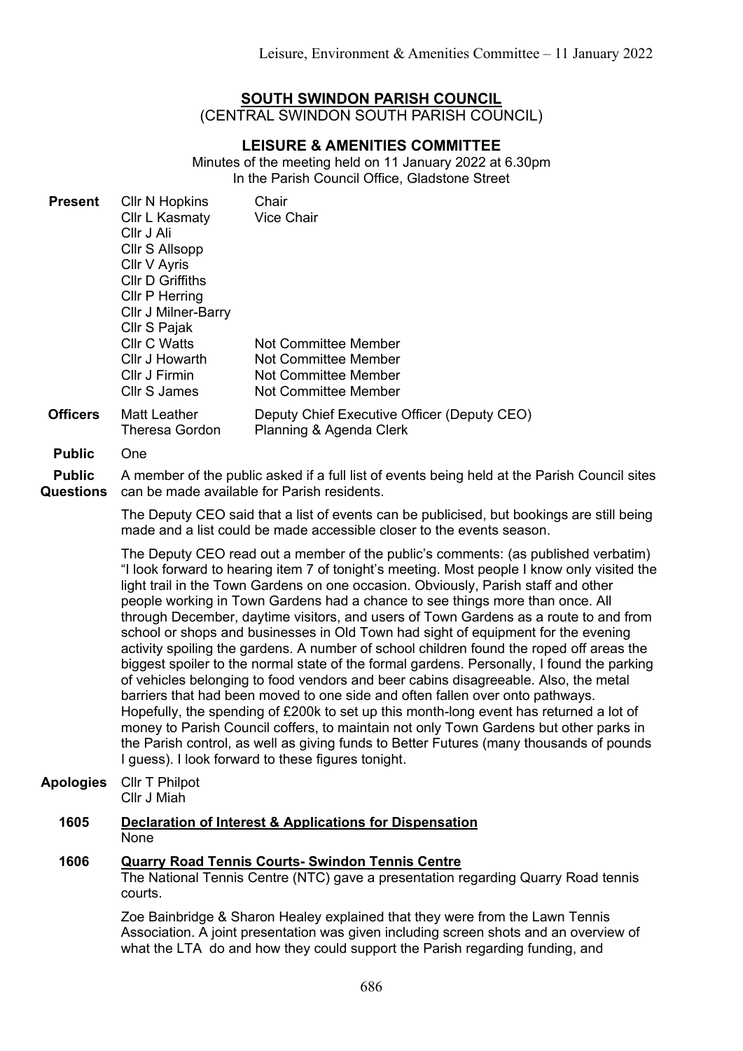# SOUTH SWINDON PARISH COUNCIL

(CENTRAL SWINDON SOUTH PARISH COUNCIL)

## LEISURE & AMENITIES COMMITTEE

Minutes of the meeting held on 11 January 2022 at 6.30pm
In the Parish Council Office, Gladstone Street

| | | |
|---|---|---|
| **Present** | Cllr N Hopkins | Chair |
| | Cllr L Kasmaty | Vice Chair |
| | Cllr J Ali | |
| | Cllr S Allsopp | |
| | Cllr V Ayris | |
| | Cllr D Griffiths | |
| | Cllr P Herring | |
| | Cllr J Milner-Barry | |
| | Cllr S Pajak | |
| | Cllr C Watts | Not Committee Member |
| | Cllr J Howarth | Not Committee Member |
| | Cllr J Firmin | Not Committee Member |
| | Cllr S James | Not Committee Member |
| **Officers** | Matt Leather | Deputy Chief Executive Officer (Deputy CEO) |
| | Theresa Gordon | Planning & Agenda Clerk |
| **Public** | One | |

**Public Questions**

A member of the public asked if a full list of events being held at the Parish Council sites can be made available for Parish residents.

The Deputy CEO said that a list of events can be publicised, but bookings are still being made and a list could be made accessible closer to the events season.

The Deputy CEO read out a member of the public's comments: (as published verbatim) "I look forward to hearing item 7 of tonight's meeting. Most people I know only visited the light trail in the Town Gardens on one occasion. Obviously, Parish staff and other people working in Town Gardens had a chance to see things more than once. All through December, daytime visitors, and users of Town Gardens as a route to and from school or shops and businesses in Old Town had sight of equipment for the evening activity spoiling the gardens. A number of school children found the roped off areas the biggest spoiler to the normal state of the formal gardens. Personally, I found the parking of vehicles belonging to food vendors and beer cabins disagreeable. Also, the metal barriers that had been moved to one side and often fallen over onto pathways. Hopefully, the spending of £200k to set up this month-long event has returned a lot of money to Parish Council coffers, to maintain not only Town Gardens but other parks in the Parish control, as well as giving funds to Better Futures (many thousands of pounds I guess). I look forward to these figures tonight.

**Apologies** Cllr T Philpot
Cllr J Miah

**1605 Declaration of Interest & Applications for Dispensation**

None

**1606 Quarry Road Tennis Courts- Swindon Tennis Centre**

The National Tennis Centre (NTC) gave a presentation regarding Quarry Road tennis courts.

Zoe Bainbridge & Sharon Healey explained that they were from the Lawn Tennis Association. A joint presentation was given including screen shots and an overview of what the LTA do and how they could support the Parish regarding funding, and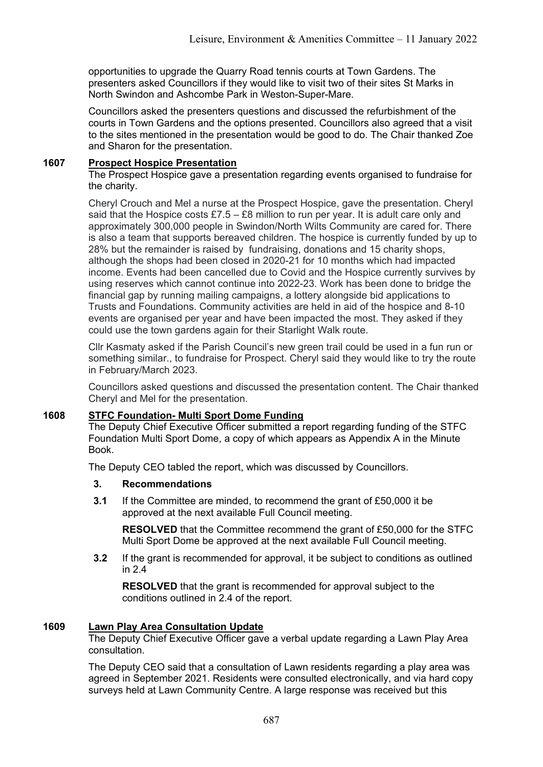opportunities to upgrade the Quarry Road tennis courts at Town Gardens. The presenters asked Councillors if they would like to visit two of their sites St Marks in North Swindon and Ashcombe Park in Weston-Super-Mare.

Councillors asked the presenters questions and discussed the refurbishment of the courts in Town Gardens and the options presented. Councillors also agreed that a visit to the sites mentioned in the presentation would be good to do. The Chair thanked Zoe and Sharon for the presentation.

**1607 Prospect Hospice Presentation**

The Prospect Hospice gave a presentation regarding events organised to fundraise for the charity.

Cheryl Crouch and Mel a nurse at the Prospect Hospice, gave the presentation. Cheryl said that the Hospice costs £7.5 – £8 million to run per year. It is adult care only and approximately 300,000 people in Swindon/North Wilts Community are cared for. There is also a team that supports bereaved children. The hospice is currently funded by up to 28% but the remainder is raised by fundraising, donations and 15 charity shops, although the shops had been closed in 2020-21 for 10 months which had impacted income. Events had been cancelled due to Covid and the Hospice currently survives by using reserves which cannot continue into 2022-23. Work has been done to bridge the financial gap by running mailing campaigns, a lottery alongside bid applications to Trusts and Foundations. Community activities are held in aid of the hospice and 8-10 events are organised per year and have been impacted the most. They asked if they could use the town gardens again for their Starlight Walk route.

Cllr Kasmaty asked if the Parish Council's new green trail could be used in a fun run or something similar., to fundraise for Prospect. Cheryl said they would like to try the route in February/March 2023.

Councillors asked questions and discussed the presentation content. The Chair thanked Cheryl and Mel for the presentation.

**1608 STFC Foundation- Multi Sport Dome Funding**

The Deputy Chief Executive Officer submitted a report regarding funding of the STFC Foundation Multi Sport Dome, a copy of which appears as Appendix A in the Minute Book.

The Deputy CEO tabled the report, which was discussed by Councillors.

**3. Recommendations**

**3.1** If the Committee are minded, to recommend the grant of £50,000 it be approved at the next available Full Council meeting.

**RESOLVED** that the Committee recommend the grant of £50,000 for the STFC Multi Sport Dome be approved at the next available Full Council meeting.

**3.2** If the grant is recommended for approval, it be subject to conditions as outlined in 2.4

**RESOLVED** that the grant is recommended for approval subject to the conditions outlined in 2.4 of the report.

**1609 Lawn Play Area Consultation Update**

The Deputy Chief Executive Officer gave a verbal update regarding a Lawn Play Area consultation.

The Deputy CEO said that a consultation of Lawn residents regarding a play area was agreed in September 2021. Residents were consulted electronically, and via hard copy surveys held at Lawn Community Centre. A large response was received but this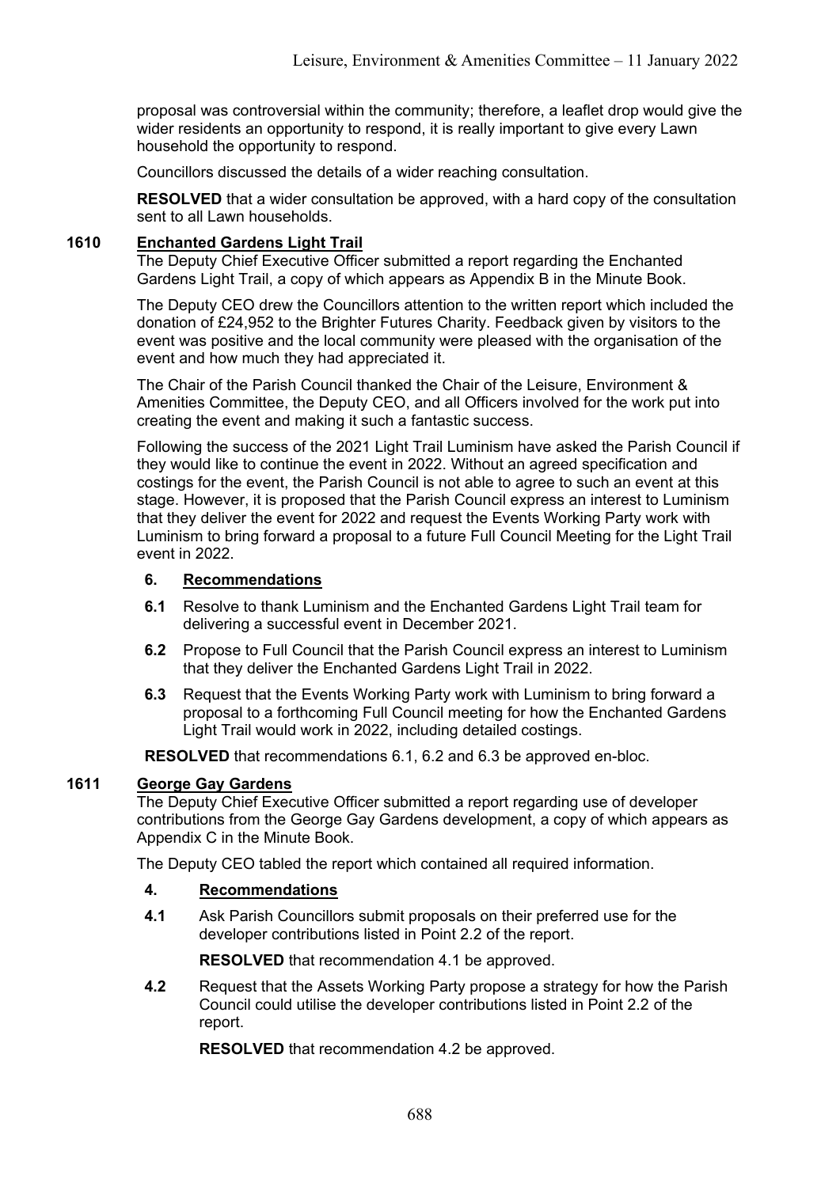proposal was controversial within the community; therefore, a leaflet drop would give the wider residents an opportunity to respond, it is really important to give every Lawn household the opportunity to respond.

Councillors discussed the details of a wider reaching consultation.

**RESOLVED** that a wider consultation be approved, with a hard copy of the consultation sent to all Lawn households.

## 1610 Enchanted Gardens Light Trail

The Deputy Chief Executive Officer submitted a report regarding the Enchanted Gardens Light Trail, a copy of which appears as Appendix B in the Minute Book.

The Deputy CEO drew the Councillors attention to the written report which included the donation of £24,952 to the Brighter Futures Charity. Feedback given by visitors to the event was positive and the local community were pleased with the organisation of the event and how much they had appreciated it.

The Chair of the Parish Council thanked the Chair of the Leisure, Environment & Amenities Committee, the Deputy CEO, and all Officers involved for the work put into creating the event and making it such a fantastic success.

Following the success of the 2021 Light Trail Luminism have asked the Parish Council if they would like to continue the event in 2022. Without an agreed specification and costings for the event, the Parish Council is not able to agree to such an event at this stage. However, it is proposed that the Parish Council express an interest to Luminism that they deliver the event for 2022 and request the Events Working Party work with Luminism to bring forward a proposal to a future Full Council Meeting for the Light Trail event in 2022.

### 6. Recommendations

**6.1** Resolve to thank Luminism and the Enchanted Gardens Light Trail team for delivering a successful event in December 2021.

**6.2** Propose to Full Council that the Parish Council express an interest to Luminism that they deliver the Enchanted Gardens Light Trail in 2022.

**6.3** Request that the Events Working Party work with Luminism to bring forward a proposal to a forthcoming Full Council meeting for how the Enchanted Gardens Light Trail would work in 2022, including detailed costings.

**RESOLVED** that recommendations 6.1, 6.2 and 6.3 be approved en-bloc.

## 1611 George Gay Gardens

The Deputy Chief Executive Officer submitted a report regarding use of developer contributions from the George Gay Gardens development, a copy of which appears as Appendix C in the Minute Book.

The Deputy CEO tabled the report which contained all required information.

### 4. Recommendations

**4.1** Ask Parish Councillors submit proposals on their preferred use for the developer contributions listed in Point 2.2 of the report.

**RESOLVED** that recommendation 4.1 be approved.

**4.2** Request that the Assets Working Party propose a strategy for how the Parish Council could utilise the developer contributions listed in Point 2.2 of the report.

**RESOLVED** that recommendation 4.2 be approved.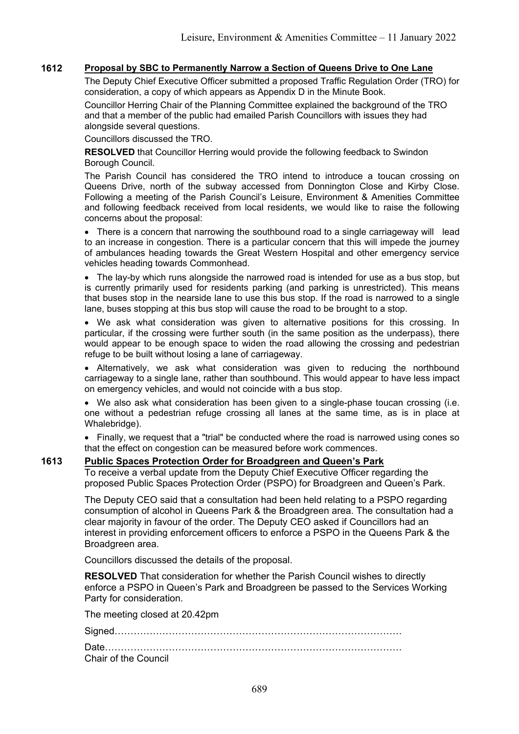**1612 Proposal by SBC to Permanently Narrow a Section of Queens Drive to One Lane**

The Deputy Chief Executive Officer submitted a proposed Traffic Regulation Order (TRO) for consideration, a copy of which appears as Appendix D in the Minute Book.

Councillor Herring Chair of the Planning Committee explained the background of the TRO and that a member of the public had emailed Parish Councillors with issues they had alongside several questions.

Councillors discussed the TRO.

**RESOLVED** that Councillor Herring would provide the following feedback to Swindon Borough Council.

The Parish Council has considered the TRO intend to introduce a toucan crossing on Queens Drive, north of the subway accessed from Donnington Close and Kirby Close. Following a meeting of the Parish Council's Leisure, Environment & Amenities Committee and following feedback received from local residents, we would like to raise the following concerns about the proposal:

- There is a concern that narrowing the southbound road to a single carriageway will lead to an increase in congestion. There is a particular concern that this will impede the journey of ambulances heading towards the Great Western Hospital and other emergency service vehicles heading towards Commonhead.
- The lay-by which runs alongside the narrowed road is intended for use as a bus stop, but is currently primarily used for residents parking (and parking is unrestricted). This means that buses stop in the nearside lane to use this bus stop. If the road is narrowed to a single lane, buses stopping at this bus stop will cause the road to be brought to a stop.
- We ask what consideration was given to alternative positions for this crossing. In particular, if the crossing were further south (in the same position as the underpass), there would appear to be enough space to widen the road allowing the crossing and pedestrian refuge to be built without losing a lane of carriageway.
- Alternatively, we ask what consideration was given to reducing the northbound carriageway to a single lane, rather than southbound. This would appear to have less impact on emergency vehicles, and would not coincide with a bus stop.
- We also ask what consideration has been given to a single-phase toucan crossing (i.e. one without a pedestrian refuge crossing all lanes at the same time, as is in place at Whalebridge).
- Finally, we request that a "trial" be conducted where the road is narrowed using cones so that the effect on congestion can be measured before work commences.

**1613 Public Spaces Protection Order for Broadgreen and Queen's Park**

To receive a verbal update from the Deputy Chief Executive Officer regarding the proposed Public Spaces Protection Order (PSPO) for Broadgreen and Queen's Park.

The Deputy CEO said that a consultation had been held relating to a PSPO regarding consumption of alcohol in Queens Park & the Broadgreen area. The consultation had a clear majority in favour of the order. The Deputy CEO asked if Councillors had an interest in providing enforcement officers to enforce a PSPO in the Queens Park & the Broadgreen area.

Councillors discussed the details of the proposal.

**RESOLVED** That consideration for whether the Parish Council wishes to directly enforce a PSPO in Queen's Park and Broadgreen be passed to the Services Working Party for consideration.

The meeting closed at 20.42pm

Signed………………………………………………………………………………

Date…………………………………………………………………………………

Chair of the Council